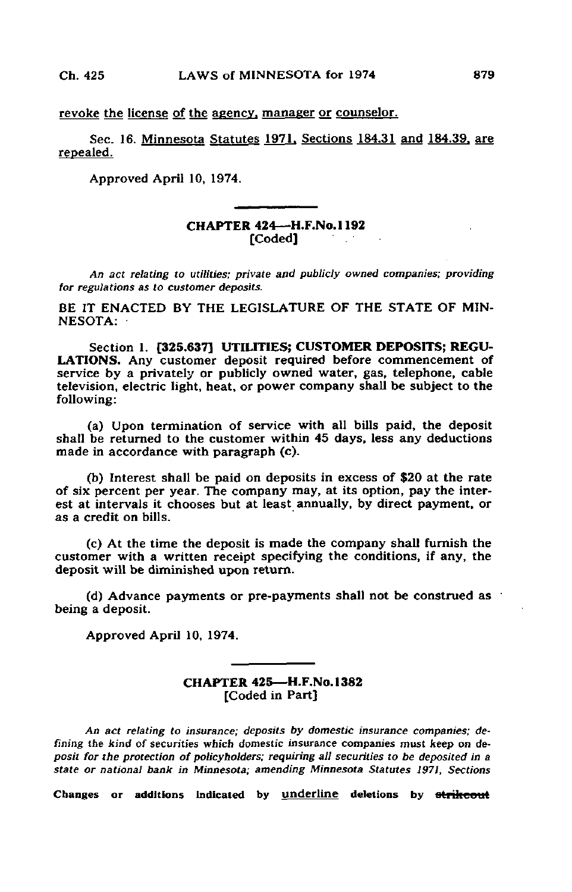revoke the license of the agency, manager or counselor.

Sec. 16. Minnesota Statutes 1971, Sections 184.31 and 184.39, are repealed.

Approved April 10, 1974.

## CHAPTER 424—H.F.No.1192
[Coded]

*An act relating to utilities; private and publicly owned companies; providing for regulations as to customer deposits.*

BE IT ENACTED BY THE LEGISLATURE OF THE STATE OF MINNESOTA:

Section 1. [325.637] **UTILITIES; CUSTOMER DEPOSITS; REGULATIONS.** Any customer deposit required before commencement of service by a privately or publicly owned water, gas, telephone, cable television, electric light, heat, or power company shall be subject to the following:

(a) Upon termination of service with all bills paid, the deposit shall be returned to the customer within 45 days, less any deductions made in accordance with paragraph (c).

(b) Interest shall be paid on deposits in excess of $20 at the rate of six percent per year. The company may, at its option, pay the interest at intervals it chooses but at least annually, by direct payment, or as a credit on bills.

(c) At the time the deposit is made the company shall furnish the customer with a written receipt specifying the conditions, if any, the deposit will be diminished upon return.

(d) Advance payments or pre-payments shall not be construed as being a deposit.

Approved April 10, 1974.

## CHAPTER 425—H.F.No.1382
[Coded in Part]

*An act relating to insurance; deposits by domestic insurance companies; defining the kind of securities which domestic insurance companies must keep on deposit for the protection of policyholders; requiring all securities to be deposited in a state or national bank in Minnesota; amending Minnesota Statutes 1971, Sections*

Changes or additions indicated by underline deletions by strikeout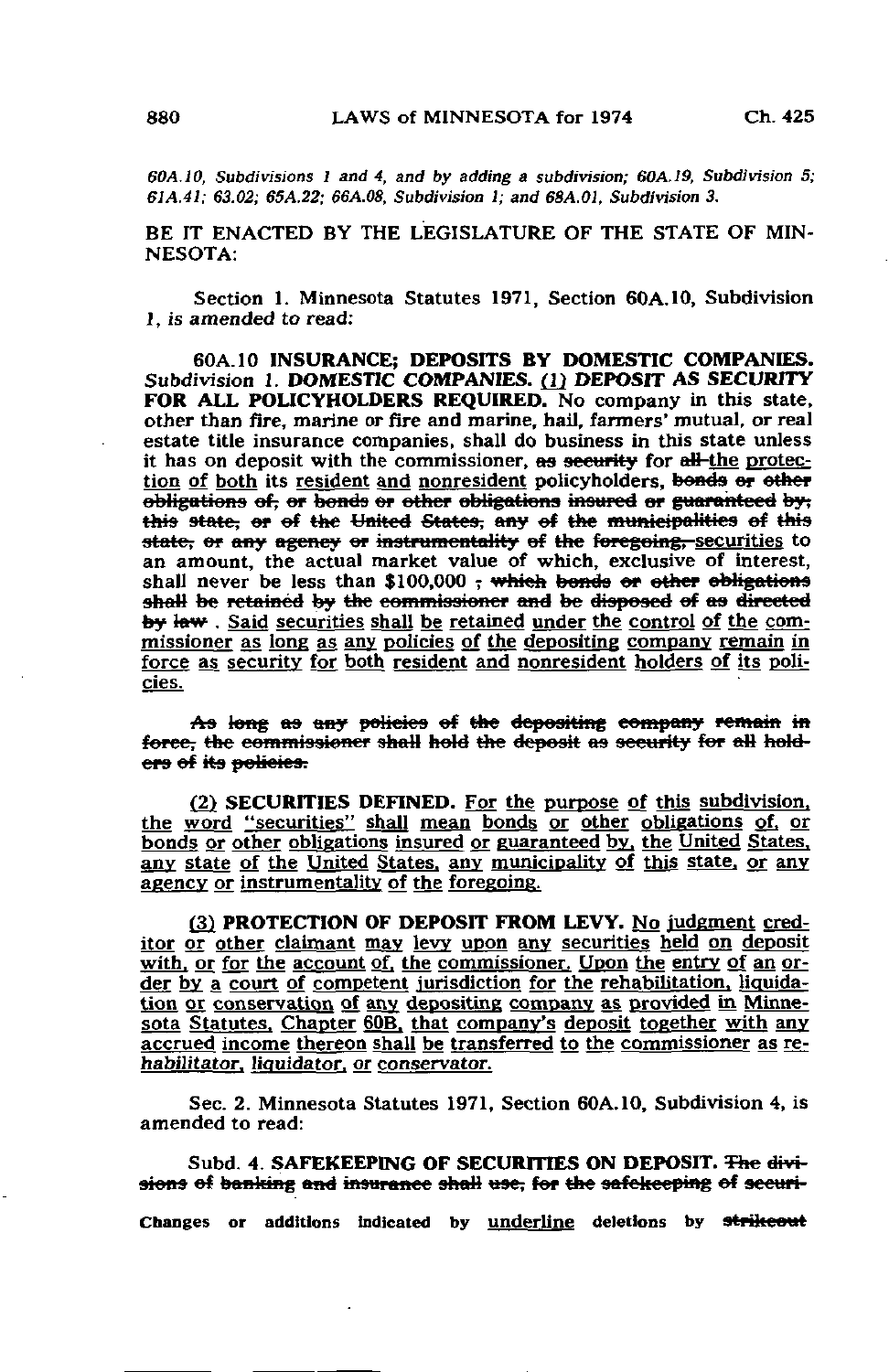*60A.10, Subdivisions 1 and 4, and by adding a subdivision; 60A.19, Subdivision 5; 61A.41; 63.02; 65A.22; 66A.08, Subdivision 1; and 68A.01, Subdivision 3.*

BE IT ENACTED BY THE LEGISLATURE OF THE STATE OF MINNESOTA:

Section 1. Minnesota Statutes 1971, Section 60A.10, Subdivision 1, *is amended to read:*

60A.10 **INSURANCE; DEPOSITS BY DOMESTIC COMPANIES.** *Subdivision 1.* **DOMESTIC COMPANIES.** <u>**(1) DEPOSIT AS SECURITY FOR ALL POLICYHOLDERS REQUIRED.**</u> No company in this state, other than fire, marine or fire and marine, hail, farmers' mutual, or real estate title insurance companies, shall do business in this state unless it has on deposit with the commissioner, ~~as security~~ for ~~all~~ <u>the protection of both</u> its <u>resident and nonresident</u> policyholders, ~~bonds or other obligations of, or bonds or other obligations insured or guaranteed by, this state, or of the United States, any of the municipalities of this state, or any agency or instrumentality of the foregoing,~~ <u>securities</u> to an amount, the actual market value of which, exclusive of interest, shall never be less than $100,000 ~~, which bonds or other obligations shall be retained by the commissioner and be disposed of as directed by law~~ . <u>Said securities shall be retained under the control of the commissioner as long as any policies of the depositing company remain in force as security for both resident and nonresident holders of its policies.</u>

~~As long as any policies of the depositing company remain in force, the commissioner shall hold the deposit as security for all holders of its policies.~~

<u>**(2) SECURITIES DEFINED.** For the purpose of this subdivision, the word "securities" shall mean bonds or other obligations of, or bonds or other obligations insured or guaranteed by, the United States, any state of the United States, any municipality of this state, or any agency or instrumentality of the foregoing.</u>

<u>**(3) PROTECTION OF DEPOSIT FROM LEVY.** No judgment creditor or other claimant may levy upon any securities held on deposit with, or for the account of, the commissioner. Upon the entry of an order by a court of competent jurisdiction for the rehabilitation, liquidation or conservation of any depositing company as provided in Minnesota Statutes, Chapter 60B, that company's deposit together with any accrued income thereon shall be transferred to the commissioner as rehabilitator, liquidator, or conservator.</u>

Sec. 2. Minnesota Statutes 1971, Section 60A.10, Subdivision 4, is amended to read:

Subd. 4. **SAFEKEEPING OF SECURITIES ON DEPOSIT.** ~~The divisions of banking and insurance shall use, for the safekeeping of securi-~~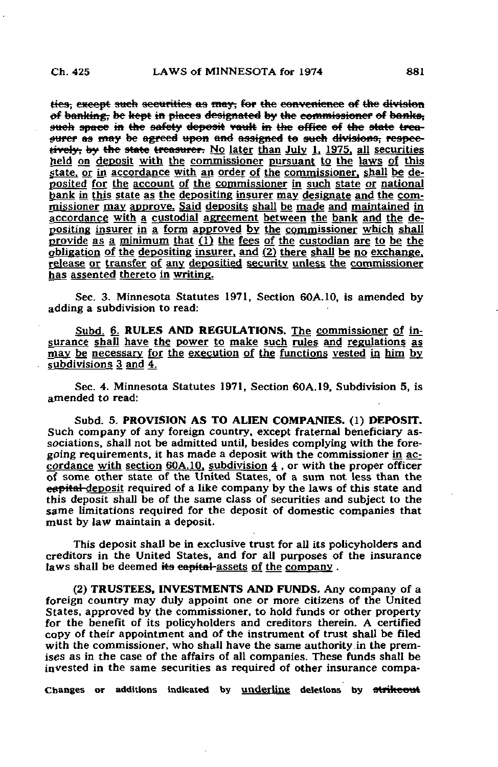ties, except such securities as may, for the convenience of the division of banking, be kept in places designated by the commissioner of banks, such space in the safety deposit vault in the office of the state treasurer as may be agreed upon and assigned to such divisions, respectively, by the state treasurer. No later than July 1, 1975, all securities held on deposit with the commissioner pursuant to the laws of this state, or in accordance with an order of the commissioner, shall be deposited for the account of the commissioner in such state or national bank in this state as the depositing insurer may designate and the commissioner may approve. Said deposits shall be made and maintained in accordance with a custodial agreement between the bank and the depositing insurer in a form approved by the commissioner which shall provide as a minimum that (1) the fees of the custodian are to be the obligation of the depositing insurer, and (2) there shall be no exchange, release or transfer of any depositied security unless the commissioner has assented thereto in writing.

Sec. 3. Minnesota Statutes 1971, Section 60A.10, is amended by adding a subdivision to read:

Subd. 6. **RULES AND REGULATIONS.** The commissioner of insurance shall have the power to make such rules and regulations as may be necessary for the execution of the functions vested in him by subdivisions 3 and 4.

Sec. 4. Minnesota Statutes 1971, Section 60A.19, Subdivision 5, is amended to read:

Subd. 5. **PROVISION AS TO ALIEN COMPANIES.** (1) **DEPOSIT.** Such company of any foreign country, except fraternal beneficiary associations, shall not be admitted until, besides complying with the foregoing requirements, it has made a deposit with the commissioner in accordance with section 60A.10, subdivision 4 , or with the proper officer of some other state of the United States, of a sum not less than the capital deposit required of a like company by the laws of this state and this deposit shall be of the same class of securities and subject to the same limitations required for the deposit of domestic companies that must by law maintain a deposit.

This deposit shall be in exclusive trust for all its policyholders and creditors in the United States, and for all purposes of the insurance laws shall be deemed its capital assets of the company .

(2) **TRUSTEES, INVESTMENTS AND FUNDS.** Any company of a foreign country may duly appoint one or more citizens of the United States, approved by the commissioner, to hold funds or other property for the benefit of its policyholders and creditors therein. A certified copy of their appointment and of the instrument of trust shall be filed with the commissioner, who shall have the same authority in the premises as in the case of the affairs of all companies. These funds shall be invested in the same securities as required of other insurance compa-

Changes or additions indicated by underline deletions by strikeout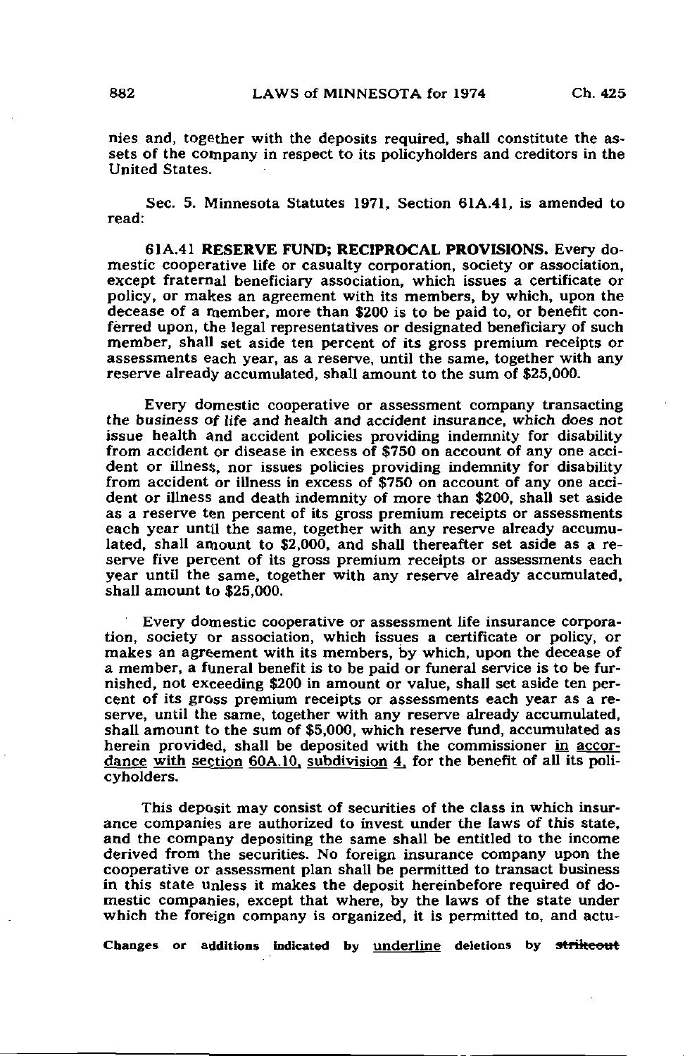nies and, together with the deposits required, shall constitute the assets of the company in respect to its policyholders and creditors in the United States.

Sec. 5. Minnesota Statutes 1971, Section 61A.41, is amended to read:

61A.41 **RESERVE FUND; RECIPROCAL PROVISIONS.** Every domestic cooperative life or casualty corporation, society or association, except fraternal beneficiary association, which issues a certificate or policy, or makes an agreement with its members, by which, upon the decease of a member, more than $200 is to be paid to, or benefit conferred upon, the legal representatives or designated beneficiary of such member, shall set aside ten percent of its gross premium receipts or assessments each year, as a reserve, until the same, together with any reserve already accumulated, shall amount to the sum of $25,000.

Every domestic cooperative or assessment company transacting the business of life and health and accident insurance, which does not issue health and accident policies providing indemnity for disability from accident or disease in excess of $750 on account of any one accident or illness, nor issues policies providing indemnity for disability from accident or illness in excess of $750 on account of any one accident or illness and death indemnity of more than $200, shall set aside as a reserve ten percent of its gross premium receipts or assessments each year until the same, together with any reserve already accumulated, shall amount to $2,000, and shall thereafter set aside as a reserve five percent of its gross premium receipts or assessments each year until the same, together with any reserve already accumulated, shall amount to $25,000.

Every domestic cooperative or assessment life insurance corporation, society or association, which issues a certificate or policy, or makes an agreement with its members, by which, upon the decease of a member, a funeral benefit is to be paid or funeral service is to be furnished, not exceeding $200 in amount or value, shall set aside ten percent of its gross premium receipts or assessments each year as a reserve, until the same, together with any reserve already accumulated, shall amount to the sum of $5,000, which reserve fund, accumulated as herein provided, shall be deposited with the commissioner <u>in accordance with section 60A.10, subdivision 4,</u> for the benefit of all its policyholders.

This deposit may consist of securities of the class in which insurance companies are authorized to invest under the laws of this state, and the company depositing the same shall be entitled to the income derived from the securities. No foreign insurance company upon the cooperative or assessment plan shall be permitted to transact business in this state unless it makes the deposit hereinbefore required of domestic companies, except that where, by the laws of the state under which the foreign company is organized, it is permitted to, and actu-

Changes or additions indicated by <u>underline</u> deletions by ~~strikeout~~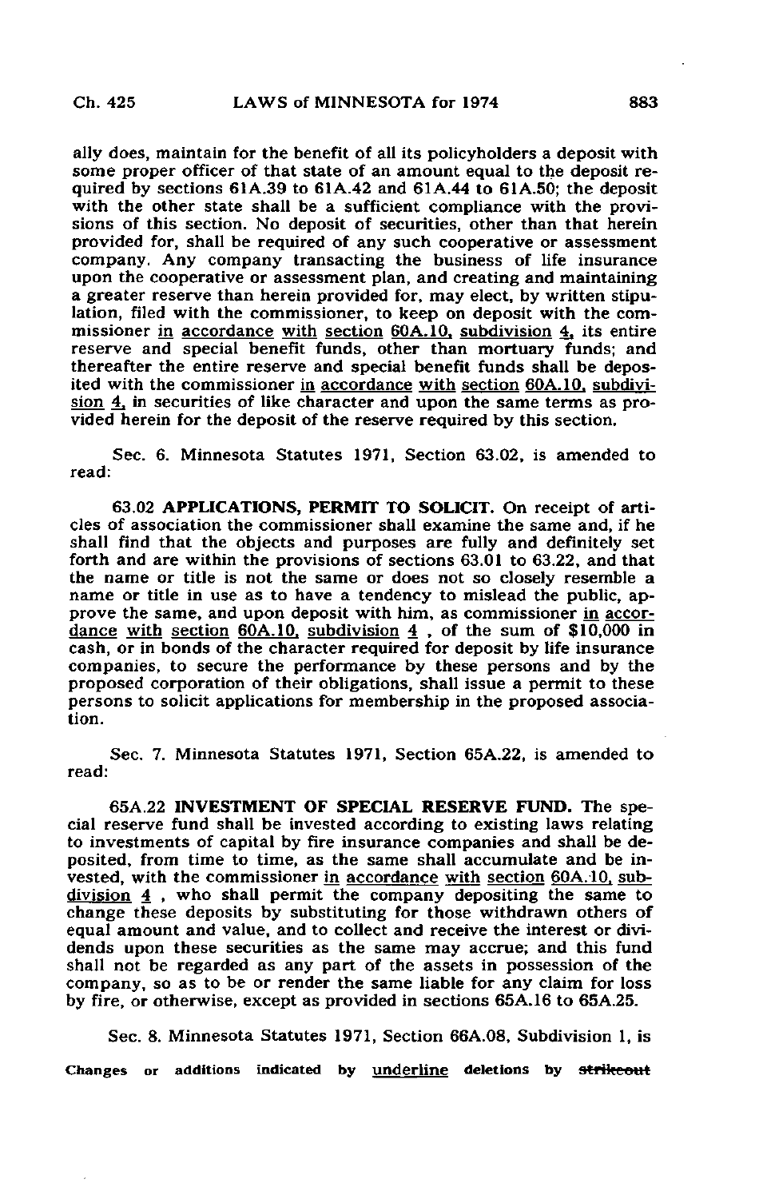ally does, maintain for the benefit of all its policyholders a deposit with some proper officer of that state of an amount equal to the deposit required by sections 61A.39 to 61A.42 and 61A.44 to 61A.50; the deposit with the other state shall be a sufficient compliance with the provisions of this section. No deposit of securities, other than that herein provided for, shall be required of any such cooperative or assessment company. Any company transacting the business of life insurance upon the cooperative or assessment plan, and creating and maintaining a greater reserve than herein provided for, may elect, by written stipulation, filed with the commissioner, to keep on deposit with the commissioner in accordance with section 60A.10, subdivision 4, its entire reserve and special benefit funds, other than mortuary funds; and thereafter the entire reserve and special benefit funds shall be deposited with the commissioner in accordance with section 60A.10, subdivision 4, in securities of like character and upon the same terms as provided herein for the deposit of the reserve required by this section.

Sec. 6. Minnesota Statutes 1971, Section 63.02, is amended to read:

63.02 **APPLICATIONS, PERMIT TO SOLICIT.** On receipt of articles of association the commissioner shall examine the same and, if he shall find that the objects and purposes are fully and definitely set forth and are within the provisions of sections 63.01 to 63.22, and that the name or title is not the same or does not so closely resemble a name or title in use as to have a tendency to mislead the public, approve the same, and upon deposit with him, as commissioner in accordance with section 60A.10, subdivision 4 , of the sum of $10,000 in cash, or in bonds of the character required for deposit by life insurance companies, to secure the performance by these persons and by the proposed corporation of their obligations, shall issue a permit to these persons to solicit applications for membership in the proposed association.

Sec. 7. Minnesota Statutes 1971, Section 65A.22, is amended to read:

65A.22 **INVESTMENT OF SPECIAL RESERVE FUND.** The special reserve fund shall be invested according to existing laws relating to investments of capital by fire insurance companies and shall be deposited, from time to time, as the same shall accumulate and be invested, with the commissioner in accordance with section 60A.10, subdivision 4 , who shall permit the company depositing the same to change these deposits by substituting for those withdrawn others of equal amount and value, and to collect and receive the interest or dividends upon these securities as the same may accrue; and this fund shall not be regarded as any part of the assets in possession of the company, so as to be or render the same liable for any claim for loss by fire, or otherwise, except as provided in sections 65A.16 to 65A.25.

Sec. 8. Minnesota Statutes 1971, Section 66A.08, Subdivision 1, is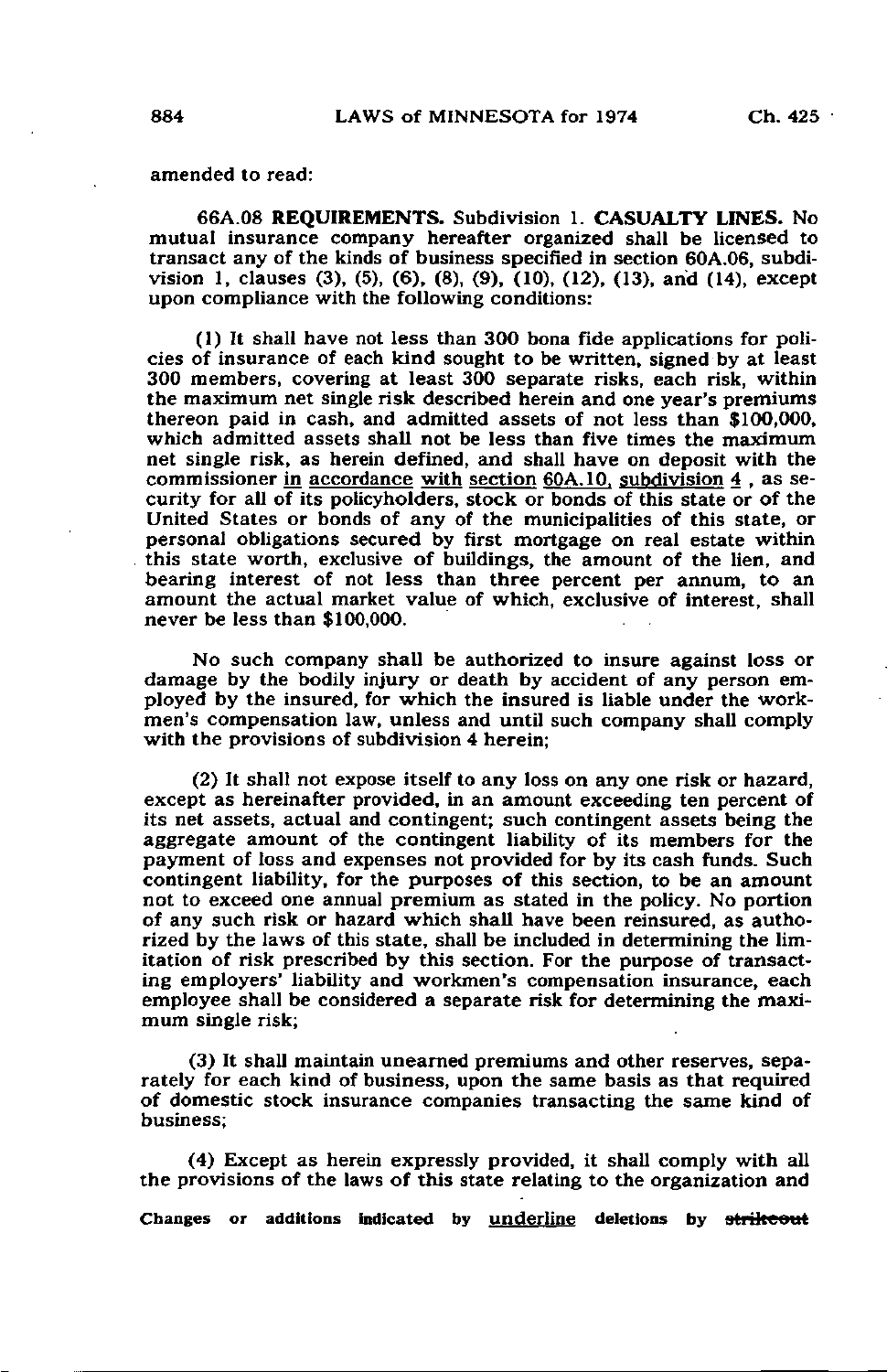amended to read:

66A.08 **REQUIREMENTS.** Subdivision 1. **CASUALTY LINES.** No mutual insurance company hereafter organized shall be licensed to transact any of the kinds of business specified in section 60A.06, subdivision 1, clauses (3), (5), (6), (8), (9), (10), (12), (13), and (14), except upon compliance with the following conditions:

(1) It shall have not less than 300 bona fide applications for policies of insurance of each kind sought to be written, signed by at least 300 members, covering at least 300 separate risks, each risk, within the maximum net single risk described herein and one year's premiums thereon paid in cash, and admitted assets of not less than $100,000, which admitted assets shall not be less than five times the maximum net single risk, as herein defined, and shall have on deposit with the commissioner <u>in accordance with section 60A.10, subdivision 4</u> , as security for all of its policyholders, stock or bonds of this state or of the United States or bonds of any of the municipalities of this state, or personal obligations secured by first mortgage on real estate within this state worth, exclusive of buildings, the amount of the lien, and bearing interest of not less than three percent per annum, to an amount the actual market value of which, exclusive of interest, shall never be less than $100,000.

No such company shall be authorized to insure against loss or damage by the bodily injury or death by accident of any person employed by the insured, for which the insured is liable under the workmen's compensation law, unless and until such company shall comply with the provisions of subdivision 4 herein;

(2) It shall not expose itself to any loss on any one risk or hazard, except as hereinafter provided, in an amount exceeding ten percent of its net assets, actual and contingent; such contingent assets being the aggregate amount of the contingent liability of its members for the payment of loss and expenses not provided for by its cash funds. Such contingent liability, for the purposes of this section, to be an amount not to exceed one annual premium as stated in the policy. No portion of any such risk or hazard which shall have been reinsured, as authorized by the laws of this state, shall be included in determining the limitation of risk prescribed by this section. For the purpose of transacting employers' liability and workmen's compensation insurance, each employee shall be considered a separate risk for determining the maximum single risk;

(3) It shall maintain unearned premiums and other reserves, separately for each kind of business, upon the same basis as that required of domestic stock insurance companies transacting the same kind of business;

(4) Except as herein expressly provided, it shall comply with all the provisions of the laws of this state relating to the organization and

Changes or additions indicated by <u>underline</u> deletions by ~~strikeout~~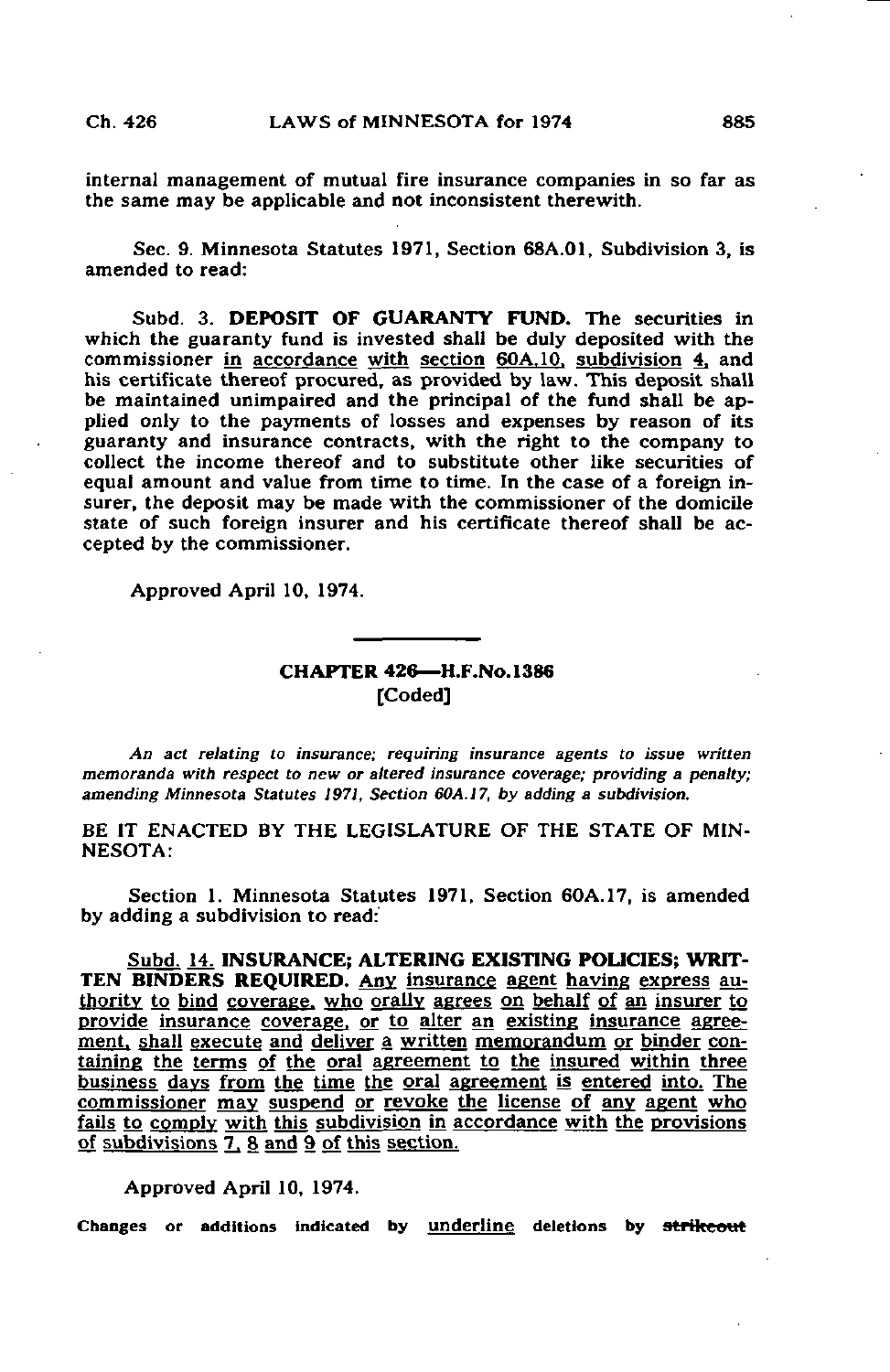internal management of mutual fire insurance companies in so far as the same may be applicable and not inconsistent therewith.

Sec. 9. Minnesota Statutes 1971, Section 68A.01, Subdivision 3, is amended to read:

Subd. 3. **DEPOSIT OF GUARANTY FUND.** The securities in which the guaranty fund is invested shall be duly deposited with the commissioner <u>in accordance with section 60A.10, subdivision 4,</u> and his certificate thereof procured, as provided by law. This deposit shall be maintained unimpaired and the principal of the fund shall be applied only to the payments of losses and expenses by reason of its guaranty and insurance contracts, with the right to the company to collect the income thereof and to substitute other like securities of equal amount and value from time to time. In the case of a foreign insurer, the deposit may be made with the commissioner of the domicile state of such foreign insurer and his certificate thereof shall be accepted by the commissioner.

Approved April 10, 1974.

## CHAPTER 426—H.F.No.1386

[Coded]

*An act relating to insurance; requiring insurance agents to issue written memoranda with respect to new or altered insurance coverage; providing a penalty; amending Minnesota Statutes 1971, Section 60A.17, by adding a subdivision.*

BE IT ENACTED BY THE LEGISLATURE OF THE STATE OF MINNESOTA:

Section 1. Minnesota Statutes 1971, Section 60A.17, is amended by adding a subdivision to read:

<u>Subd. 14.</u> **INSURANCE; ALTERING EXISTING POLICIES; WRITTEN BINDERS REQUIRED.** <u>Any insurance agent having express authority to bind coverage, who orally agrees on behalf of an insurer to provide insurance coverage, or to alter an existing insurance agreement, shall execute and deliver a written memorandum or binder containing the terms of the oral agreement to the insured within three business days from the time the oral agreement is entered into. The commissioner may suspend or revoke the license of any agent who fails to comply with this subdivision in accordance with the provisions of subdivisions 7, 8 and 9 of this section.</u>

Approved April 10, 1974.

Changes or additions indicated by <u>underline</u> deletions by ~~strikeout~~